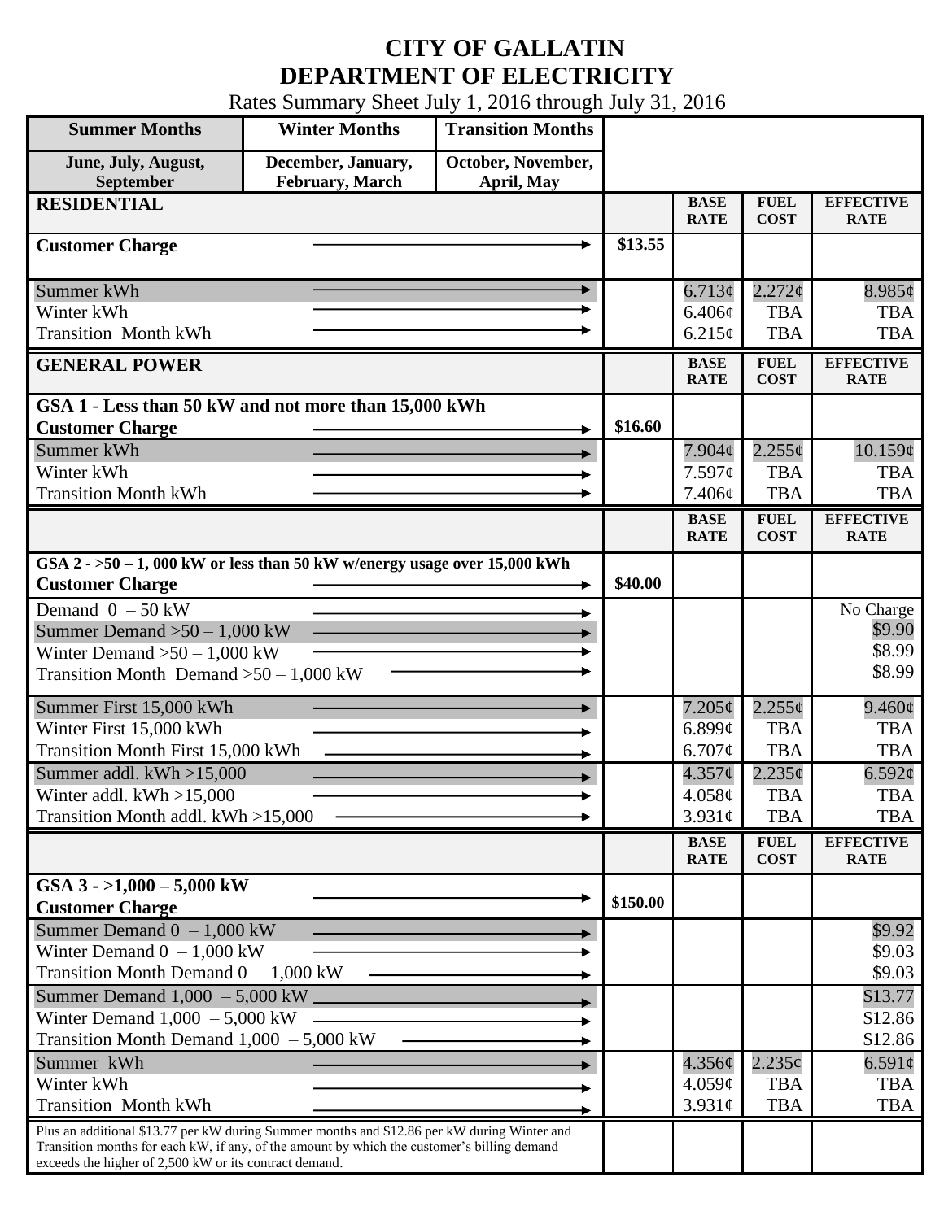# CITY OF GALLATIN
# DEPARTMENT OF ELECTRICITY

Rates Summary Sheet July 1, 2016 through July 31, 2016

| Summer Months | Winter Months | Transition Months |
|---|---|---|
| June, July, August, September | December, January, February, March | October, November, April, May |

| RESIDENTIAL | | BASE RATE | FUEL COST | EFFECTIVE RATE |
|---|---|---|---|---|
| Customer Charge | $13.55 | | | |
| Summer kWh | | 6.713¢ | 2.272¢ | 8.985¢ |
| Winter kWh | | 6.406¢ | TBA | TBA |
| Transition Month kWh | | 6.215¢ | TBA | TBA |

| GENERAL POWER | | BASE RATE | FUEL COST | EFFECTIVE RATE |
|---|---|---|---|---|
| **GSA 1 - Less than 50 kW and not more than 15,000 kWh** | | | | |
| Customer Charge | $16.60 | | | |
| Summer kWh | | 7.904¢ | 2.255¢ | 10.159¢ |
| Winter kWh | | 7.597¢ | TBA | TBA |
| Transition Month kWh | | 7.406¢ | TBA | TBA |

| | | BASE RATE | FUEL COST | EFFECTIVE RATE |
|---|---|---|---|---|
| **GSA 2 - >50 – 1, 000 kW or less than 50 kW w/energy usage over 15,000 kWh** | | | | |
| Customer Charge | $40.00 | | | |
| Demand 0 – 50 kW | | | | No Charge |
| Summer Demand >50 – 1,000 kW | | | | $9.90 |
| Winter Demand >50 – 1,000 kW | | | | $8.99 |
| Transition Month Demand >50 – 1,000 kW | | | | $8.99 |
| Summer First 15,000 kWh | | 7.205¢ | 2.255¢ | 9.460¢ |
| Winter First 15,000 kWh | | 6.899¢ | TBA | TBA |
| Transition Month First 15,000 kWh | | 6.707¢ | TBA | TBA |
| Summer addl. kWh >15,000 | | 4.357¢ | 2.235¢ | 6.592¢ |
| Winter addl. kWh >15,000 | | 4.058¢ | TBA | TBA |
| Transition Month addl. kWh >15,000 | | 3.931¢ | TBA | TBA |

| | | BASE RATE | FUEL COST | EFFECTIVE RATE |
|---|---|---|---|---|
| **GSA 3 - >1,000 – 5,000 kW** | | | | |
| Customer Charge | $150.00 | | | |
| Summer Demand 0 – 1,000 kW | | | | $9.92 |
| Winter Demand 0 – 1,000 kW | | | | $9.03 |
| Transition Month Demand 0 – 1,000 kW | | | | $9.03 |
| Summer Demand 1,000 – 5,000 kW | | | | $13.77 |
| Winter Demand 1,000 – 5,000 kW | | | | $12.86 |
| Transition Month Demand 1,000 – 5,000 kW | | | | $12.86 |
| Summer kWh | | 4.356¢ | 2.235¢ | 6.591¢ |
| Winter kWh | | 4.059¢ | TBA | TBA |
| Transition Month kWh | | 3.931¢ | TBA | TBA |

Plus an additional $13.77 per kW during Summer months and $12.86 per kW during Winter and Transition months for each kW, if any, of the amount by which the customer's billing demand exceeds the higher of 2,500 kW or its contract demand.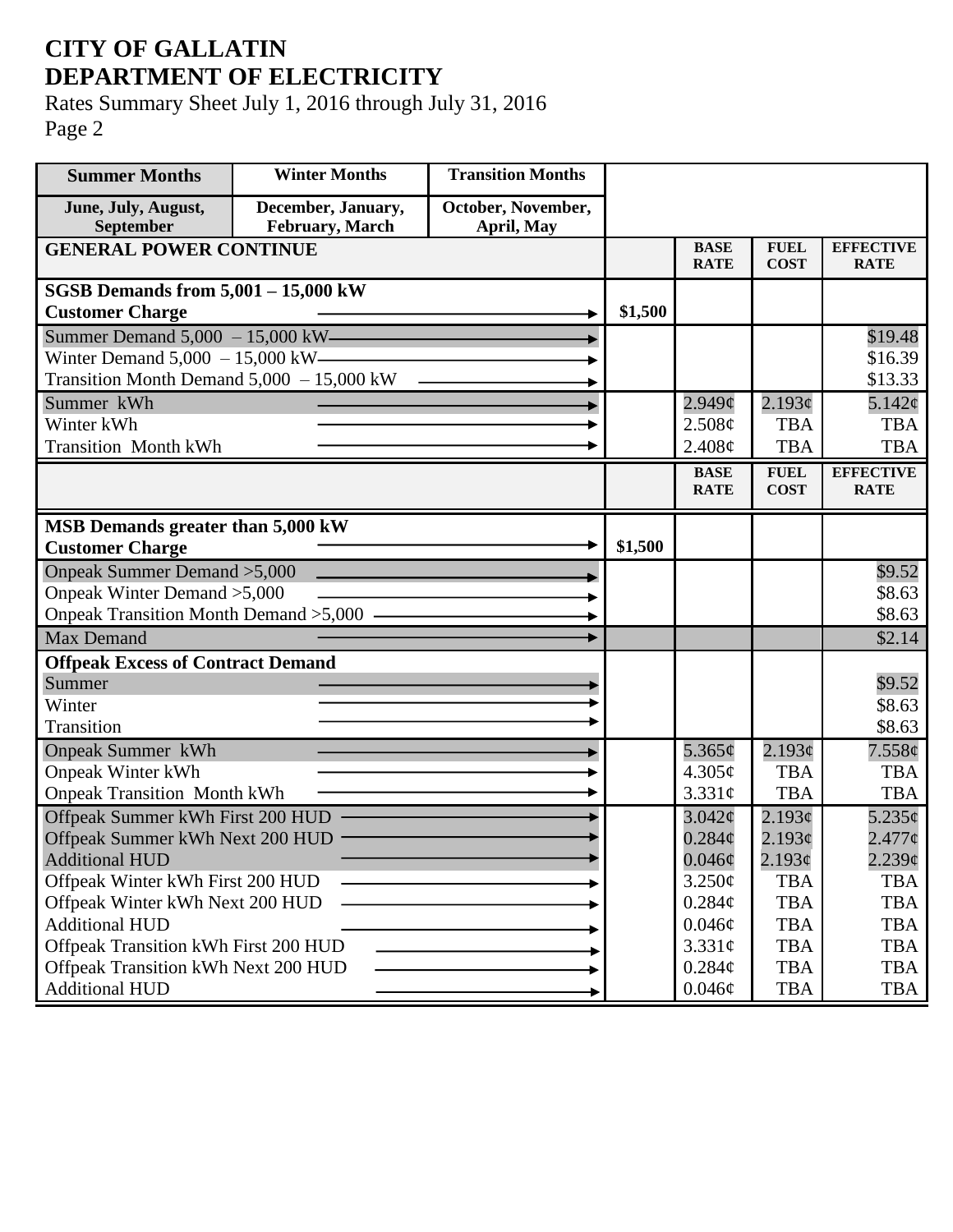# CITY OF GALLATIN
# DEPARTMENT OF ELECTRICITY

Rates Summary Sheet July 1, 2016 through July 31, 2016
Page 2

| Summer Months | Winter Months | Transition Months | | | | |
|---|---|---|---|---|---|---|
| June, July, August, September | December, January, February, March | October, November, April, May | | | | |
| **GENERAL POWER CONTINUE** | | | | **BASE RATE** | **FUEL COST** | **EFFECTIVE RATE** |
| **SGSB Demands from 5,001 – 15,000 kW** | | | | | | |
| **Customer Charge** | | | **\$1,500** | | | |
| Summer Demand 5,000 – 15,000 kW | | | | | | \$19.48 |
| Winter Demand 5,000 – 15,000 kW | | | | | | \$16.39 |
| Transition Month Demand 5,000 – 15,000 kW | | | | | | \$13.33 |
| Summer kWh | | | | 2.949¢ | 2.193¢ | 5.142¢ |
| Winter kWh | | | | 2.508¢ | TBA | TBA |
| Transition Month kWh | | | | 2.408¢ | TBA | TBA |
| | | | | **BASE RATE** | **FUEL COST** | **EFFECTIVE RATE** |
| **MSB Demands greater than 5,000 kW** | | | | | | |
| **Customer Charge** | | | **\$1,500** | | | |
| Onpeak Summer Demand >5,000 | | | | | | \$9.52 |
| Onpeak Winter Demand >5,000 | | | | | | \$8.63 |
| Onpeak Transition Month Demand >5,000 | | | | | | \$8.63 |
| Max Demand | | | | | | \$2.14 |
| **Offpeak Excess of Contract Demand** | | | | | | |
| Summer | | | | | | \$9.52 |
| Winter | | | | | | \$8.63 |
| Transition | | | | | | \$8.63 |
| Onpeak Summer kWh | | | | 5.365¢ | 2.193¢ | 7.558¢ |
| Onpeak Winter kWh | | | | 4.305¢ | TBA | TBA |
| Onpeak Transition Month kWh | | | | 3.331¢ | TBA | TBA |
| Offpeak Summer kWh First 200 HUD | | | | 3.042¢ | 2.193¢ | 5.235¢ |
| Offpeak Summer kWh Next 200 HUD | | | | 0.284¢ | 2.193¢ | 2.477¢ |
| Additional HUD | | | | 0.046¢ | 2.193¢ | 2.239¢ |
| Offpeak Winter kWh First 200 HUD | | | | 3.250¢ | TBA | TBA |
| Offpeak Winter kWh Next 200 HUD | | | | 0.284¢ | TBA | TBA |
| Additional HUD | | | | 0.046¢ | TBA | TBA |
| Offpeak Transition kWh First 200 HUD | | | | 3.331¢ | TBA | TBA |
| Offpeak Transition kWh Next 200 HUD | | | | 0.284¢ | TBA | TBA |
| Additional HUD | | | | 0.046¢ | TBA | TBA |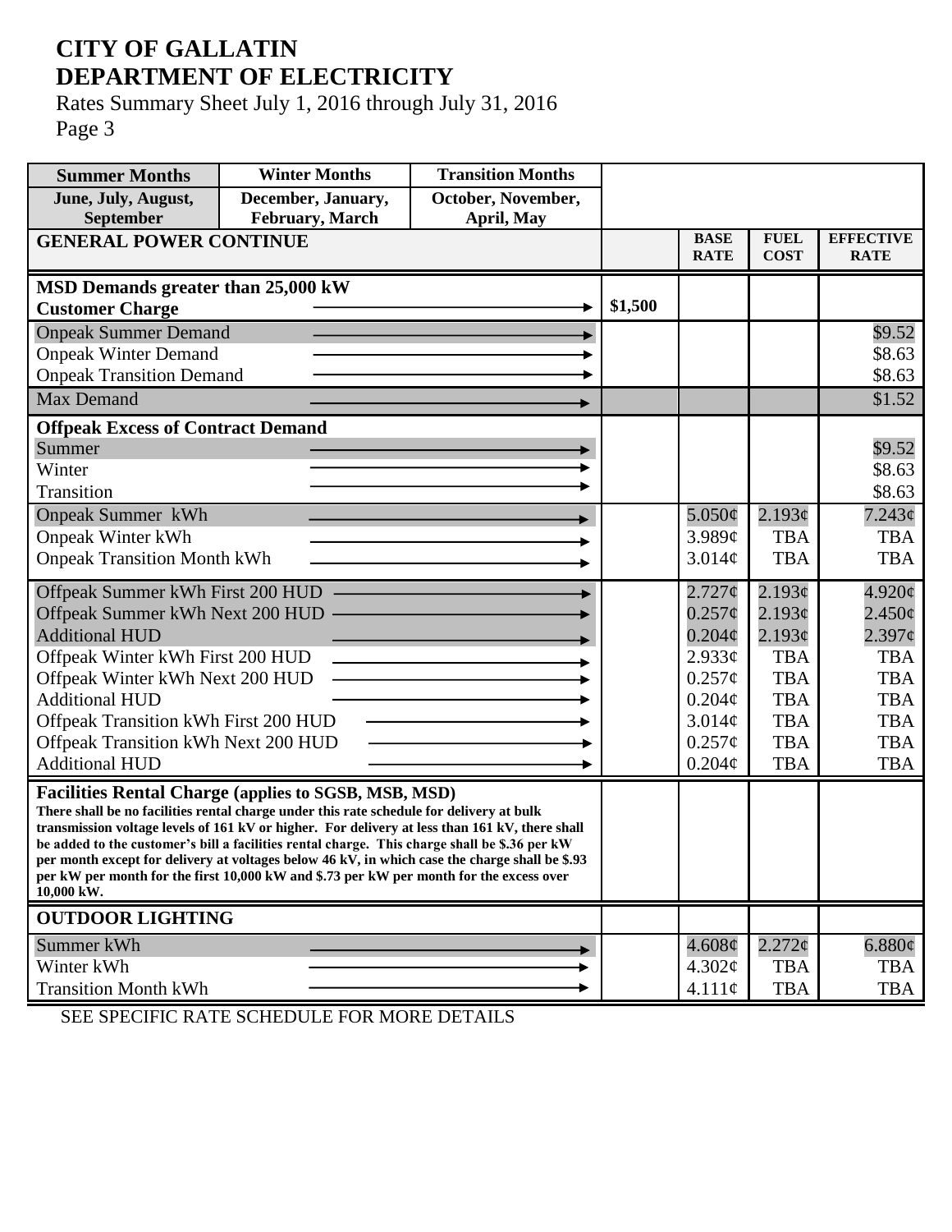# CITY OF GALLATIN
# DEPARTMENT OF ELECTRICITY

Rates Summary Sheet July 1, 2016 through July 31, 2016
Page 3

| Summer Months | Winter Months | Transition Months | | | | |
|---|---|---|---|---|---|---|
| June, July, August, September | December, January, February, March | October, November, April, May | | | | |
| **GENERAL POWER CONTINUE** | | | | **BASE RATE** | **FUEL COST** | **EFFECTIVE RATE** |
| **MSD Demands greater than 25,000 kW** | | | | | | |
| **Customer Charge** | | | **$1,500** | | | |
| Onpeak Summer Demand | | | | | | $9.52 |
| Onpeak Winter Demand | | | | | | $8.63 |
| Onpeak Transition Demand | | | | | | $8.63 |
| Max Demand | | | | | | $1.52 |
| **Offpeak Excess of Contract Demand** | | | | | | |
| Summer | | | | | | $9.52 |
| Winter | | | | | | $8.63 |
| Transition | | | | | | $8.63 |
| Onpeak Summer kWh | | | | 5.050¢ | 2.193¢ | 7.243¢ |
| Onpeak Winter kWh | | | | 3.989¢ | TBA | TBA |
| Onpeak Transition Month kWh | | | | 3.014¢ | TBA | TBA |
| Offpeak Summer kWh First 200 HUD | | | | 2.727¢ | 2.193¢ | 4.920¢ |
| Offpeak Summer kWh Next 200 HUD | | | | 0.257¢ | 2.193¢ | 2.450¢ |
| Additional HUD | | | | 0.204¢ | 2.193¢ | 2.397¢ |
| Offpeak Winter kWh First 200 HUD | | | | 2.933¢ | TBA | TBA |
| Offpeak Winter kWh Next 200 HUD | | | | 0.257¢ | TBA | TBA |
| Additional HUD | | | | 0.204¢ | TBA | TBA |
| Offpeak Transition kWh First 200 HUD | | | | 3.014¢ | TBA | TBA |
| Offpeak Transition kWh Next 200 HUD | | | | 0.257¢ | TBA | TBA |
| Additional HUD | | | | 0.204¢ | TBA | TBA |
| **Facilities Rental Charge (applies to SGSB, MSB, MSD)** There shall be no facilities rental charge under this rate schedule for delivery at bulk transmission voltage levels of 161 kV or higher. For delivery at less than 161 kV, there shall be added to the customer's bill a facilities rental charge. This charge shall be $.36 per kW per month except for delivery at voltages below 46 kV, in which case the charge shall be $.93 per kW per month for the first 10,000 kW and $.73 per kW per month for the excess over 10,000 kW. | | | | | | |
| **OUTDOOR LIGHTING** | | | | | | |
| Summer kWh | | | | 4.608¢ | 2.272¢ | 6.880¢ |
| Winter kWh | | | | 4.302¢ | TBA | TBA |
| Transition Month kWh | | | | 4.111¢ | TBA | TBA |

SEE SPECIFIC RATE SCHEDULE FOR MORE DETAILS